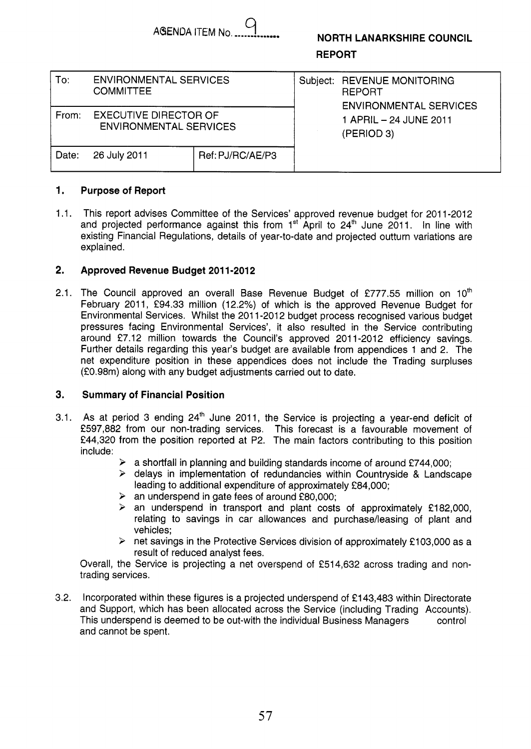AGENDA ITEM No. 9

**NORTH LANARKSHIRE COUNCIL**

**REPORT**

| To: ENVIRONMENTAL SERVICES COMMITTEE | | Subject: REVENUE MONITORING REPORT ENVIRONMENTAL SERVICES 1 APRIL – 24 JUNE 2011 (PERIOD 3) |
|---|---|---|
| From: EXECUTIVE DIRECTOR OF ENVIRONMENTAL SERVICES | | |
| Date: 26 July 2011 | Ref: PJ/RC/AE/P3 | |

## 1. Purpose of Report

1.1. This report advises Committee of the Services' approved revenue budget for 2011-2012 and projected performance against this from 1st April to 24th June 2011. In line with existing Financial Regulations, details of year-to-date and projected outturn variations are explained.

## 2. Approved Revenue Budget 2011-2012

2.1. The Council approved an overall Base Revenue Budget of £777.55 million on 10th February 2011, £94.33 million (12.2%) of which is the approved Revenue Budget for Environmental Services. Whilst the 2011-2012 budget process recognised various budget pressures facing Environmental Services', it also resulted in the Service contributing around £7.12 million towards the Council's approved 2011-2012 efficiency savings. Further details regarding this year's budget are available from appendices 1 and 2. The net expenditure position in these appendices does not include the Trading surpluses (£0.98m) along with any budget adjustments carried out to date.

## 3. Summary of Financial Position

3.1. As at period 3 ending 24th June 2011, the Service is projecting a year-end deficit of £597,882 from our non-trading services. This forecast is a favourable movement of £44,320 from the position reported at P2. The main factors contributing to this position include:

- a shortfall in planning and building standards income of around £744,000;
- delays in implementation of redundancies within Countryside & Landscape leading to additional expenditure of approximately £84,000;
- an underspend in gate fees of around £80,000;
- an underspend in transport and plant costs of approximately £182,000, relating to savings in car allowances and purchase/leasing of plant and vehicles;
- net savings in the Protective Services division of approximately £103,000 as a result of reduced analyst fees.

Overall, the Service is projecting a net overspend of £514,632 across trading and non-trading services.

3.2. Incorporated within these figures is a projected underspend of £143,483 within Directorate and Support, which has been allocated across the Service (including Trading Accounts). This underspend is deemed to be out-with the individual Business Managers control and cannot be spent.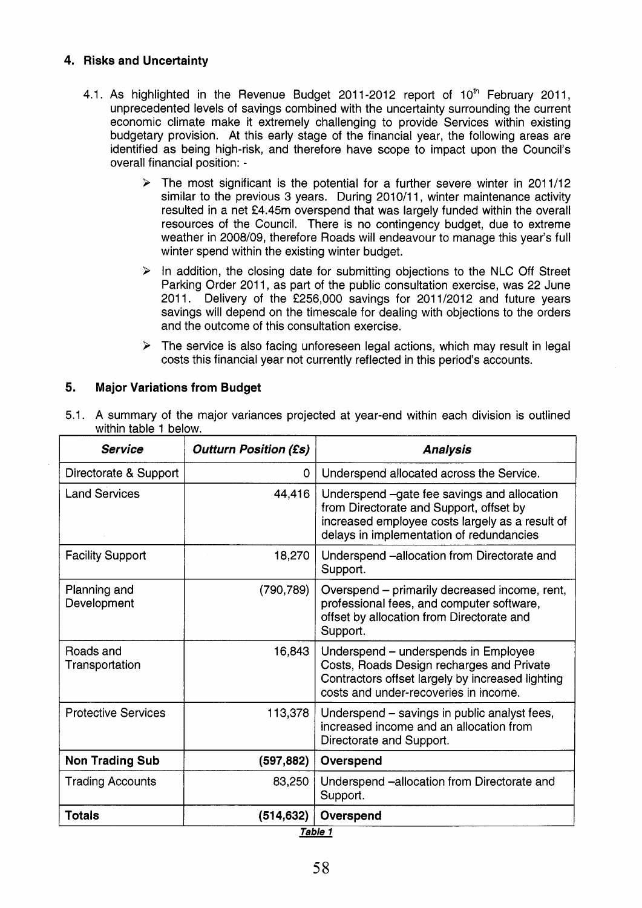## 4. Risks and Uncertainty

4.1. As highlighted in the Revenue Budget 2011-2012 report of 10th February 2011, unprecedented levels of savings combined with the uncertainty surrounding the current economic climate make it extremely challenging to provide Services within existing budgetary provision. At this early stage of the financial year, the following areas are identified as being high-risk, and therefore have scope to impact upon the Council's overall financial position: -

- The most significant is the potential for a further severe winter in 2011/12 similar to the previous 3 years. During 2010/11, winter maintenance activity resulted in a net £4.45m overspend that was largely funded within the overall resources of the Council. There is no contingency budget, due to extreme weather in 2008/09, therefore Roads will endeavour to manage this year's full winter spend within the existing winter budget.
- In addition, the closing date for submitting objections to the NLC Off Street Parking Order 2011, as part of the public consultation exercise, was 22 June 2011. Delivery of the £256,000 savings for 2011/2012 and future years savings will depend on the timescale for dealing with objections to the orders and the outcome of this consultation exercise.
- The service is also facing unforeseen legal actions, which may result in legal costs this financial year not currently reflected in this period's accounts.

## 5. Major Variations from Budget

5.1. A summary of the major variances projected at year-end within each division is outlined within table 1 below.

| *Service* | *Outturn Position (£s)* | *Analysis* |
|---|---:|---|
| Directorate & Support | 0 | Underspend allocated across the Service. |
| Land Services | 44,416 | Underspend –gate fee savings and allocation from Directorate and Support, offset by increased employee costs largely as a result of delays in implementation of redundancies |
| Facility Support | 18,270 | Underspend –allocation from Directorate and Support. |
| Planning and Development | (790,789) | Overspend – primarily decreased income, rent, professional fees, and computer software, offset by allocation from Directorate and Support. |
| Roads and Transportation | 16,843 | Underspend – underspends in Employee Costs, Roads Design recharges and Private Contractors offset largely by increased lighting costs and under-recoveries in income. |
| Protective Services | 113,378 | Underspend – savings in public analyst fees, increased income and an allocation from Directorate and Support. |
| **Non Trading Sub** | **(597,882)** | **Overspend** |
| Trading Accounts | 83,250 | Underspend –allocation from Directorate and Support. |
| **Totals** | **(514,632)** | **Overspend** |

***Table 1***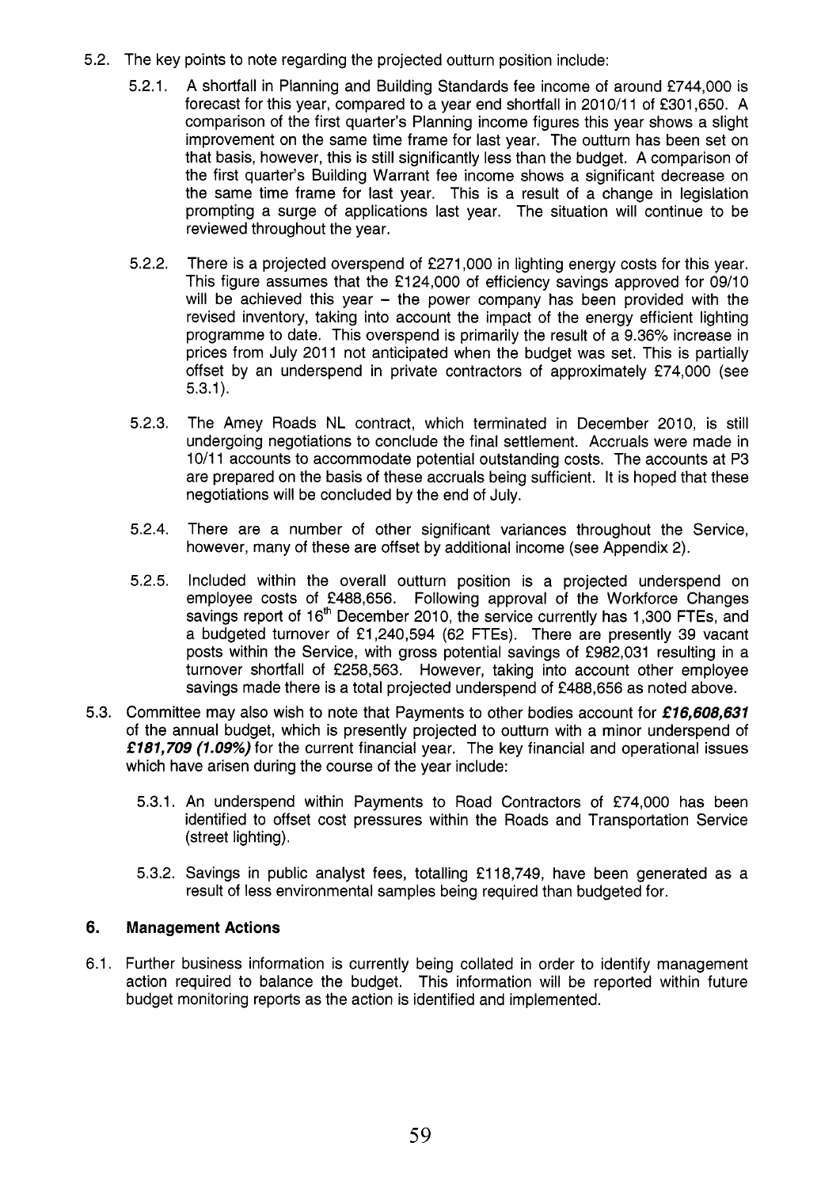5.2. The key points to note regarding the projected outturn position include:

5.2.1. A shortfall in Planning and Building Standards fee income of around £744,000 is forecast for this year, compared to a year end shortfall in 2010/11 of £301,650. A comparison of the first quarter's Planning income figures this year shows a slight improvement on the same time frame for last year. The outturn has been set on that basis, however, this is still significantly less than the budget. A comparison of the first quarter's Building Warrant fee income shows a significant decrease on the same time frame for last year. This is a result of a change in legislation prompting a surge of applications last year. The situation will continue to be reviewed throughout the year.

5.2.2. There is a projected overspend of £271,000 in lighting energy costs for this year. This figure assumes that the £124,000 of efficiency savings approved for 09/10 will be achieved this year – the power company has been provided with the revised inventory, taking into account the impact of the energy efficient lighting programme to date. This overspend is primarily the result of a 9.36% increase in prices from July 2011 not anticipated when the budget was set. This is partially offset by an underspend in private contractors of approximately £74,000 (see 5.3.1).

5.2.3. The Amey Roads NL contract, which terminated in December 2010, is still undergoing negotiations to conclude the final settlement. Accruals were made in 10/11 accounts to accommodate potential outstanding costs. The accounts at P3 are prepared on the basis of these accruals being sufficient. It is hoped that these negotiations will be concluded by the end of July.

5.2.4. There are a number of other significant variances throughout the Service, however, many of these are offset by additional income (see Appendix 2).

5.2.5. Included within the overall outturn position is a projected underspend on employee costs of £488,656. Following approval of the Workforce Changes savings report of 16th December 2010, the service currently has 1,300 FTEs, and a budgeted turnover of £1,240,594 (62 FTEs). There are presently 39 vacant posts within the Service, with gross potential savings of £982,031 resulting in a turnover shortfall of £258,563. However, taking into account other employee savings made there is a total projected underspend of £488,656 as noted above.

5.3. Committee may also wish to note that Payments to other bodies account for ***£16,608,631*** of the annual budget, which is presently projected to outturn with a minor underspend of ***£181,709 (1.09%)*** for the current financial year. The key financial and operational issues which have arisen during the course of the year include:

5.3.1. An underspend within Payments to Road Contractors of £74,000 has been identified to offset cost pressures within the Roads and Transportation Service (street lighting).

5.3.2. Savings in public analyst fees, totalling £118,749, have been generated as a result of less environmental samples being required than budgeted for.

## 6. Management Actions

6.1. Further business information is currently being collated in order to identify management action required to balance the budget. This information will be reported within future budget monitoring reports as the action is identified and implemented.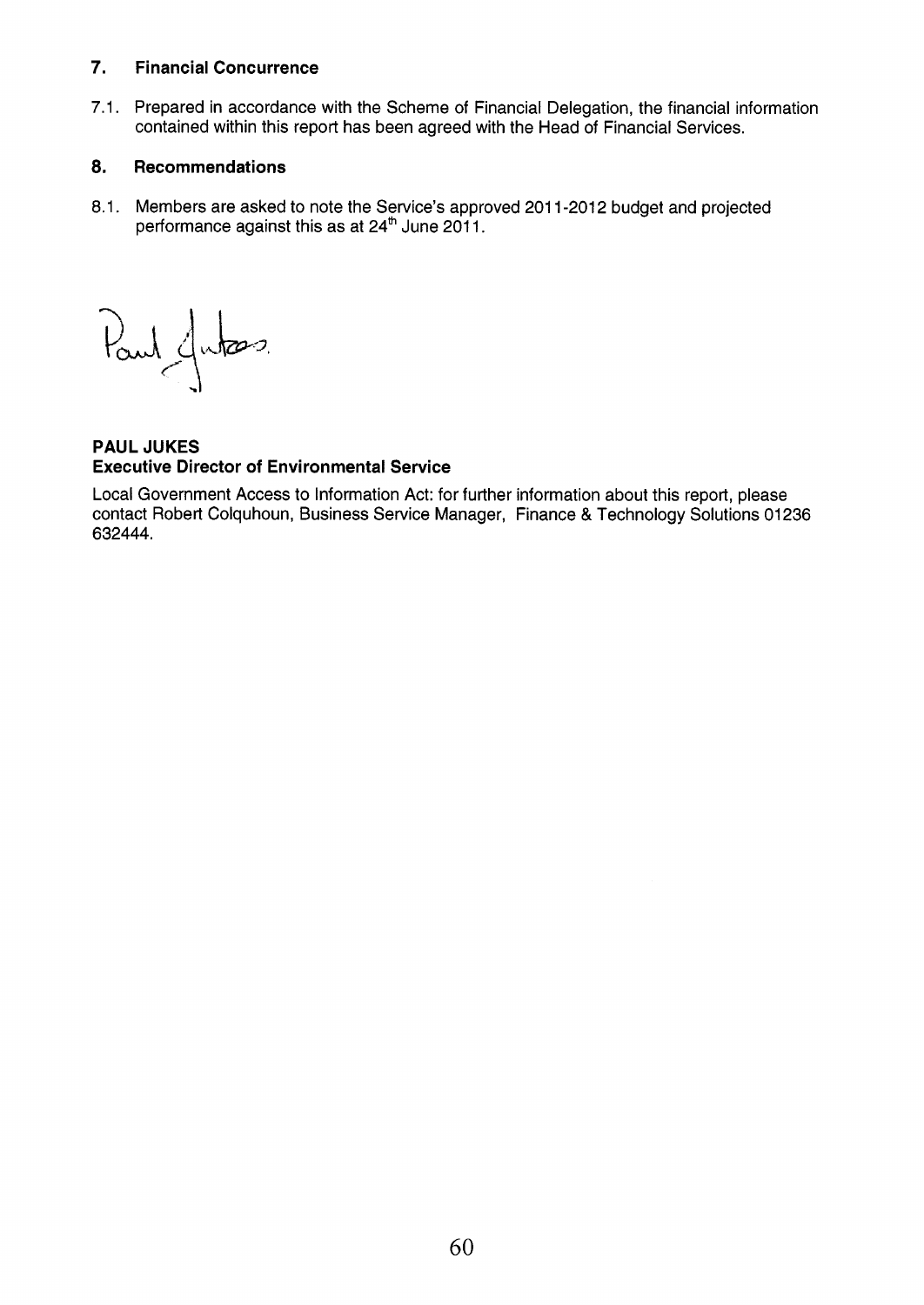## 7. Financial Concurrence

7.1. Prepared in accordance with the Scheme of Financial Delegation, the financial information contained within this report has been agreed with the Head of Financial Services.

## 8. Recommendations

8.1. Members are asked to note the Service's approved 2011-2012 budget and projected performance against this as at 24th June 2011.

Paul Jukes

**PAUL JUKES**
**Executive Director of Environmental Service**

Local Government Access to Information Act: for further information about this report, please contact Robert Colquhoun, Business Service Manager, Finance & Technology Solutions 01236 632444.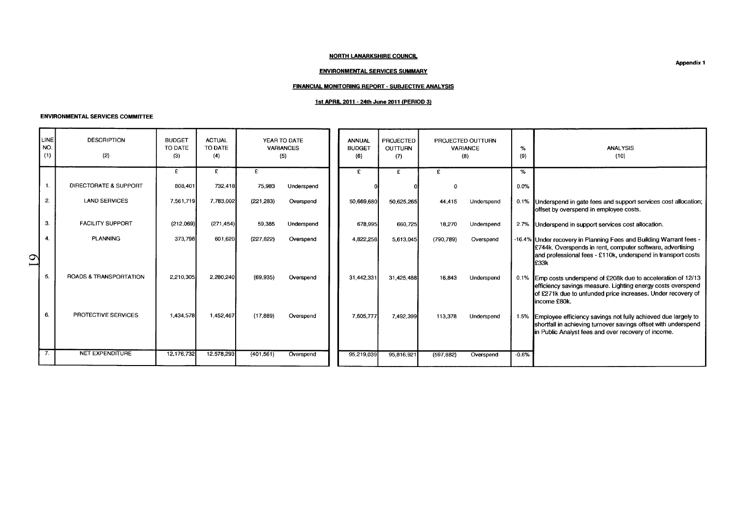**Appendix 1**

**NORTH LANARKSHIRE COUNCIL**

**ENVIRONMENTAL SERVICES SUMMARY**

**FINANCIAL MONITORING REPORT - SUBJECTIVE ANALYSIS**

**1st APRIL 2011 - 24th June 2011 (PERIOD 3)**

**ENVIRONMENTAL SERVICES COMMITTEE**

| LINE NO. (1) | DESCRIPTION (2) | BUDGET TO DATE (3) | ACTUAL TO DATE (4) | YEAR TO DATE VARIANCES (5) | | ANNUAL BUDGET (6) | PROJECTED OUTTURN (7) | PROJECTED OUTTURN VARIANCE (8) | | % (9) | ANALYSIS (10) |
|---|---|---|---|---|---|---|---|---|---|---|---|
| | | £ | £ | £ | | £ | £ | £ | | % | |
| 1. | DIRECTORATE & SUPPORT | 808,401 | 732,418 | 75,983 | Underspend | 0 | 0 | 0 | | 0.0% | |
| 2. | LAND SERVICES | 7,561,719 | 7,783,002 | (221,283) | Overspend | 50,669,680 | 50,625,265 | 44,415 | Underspend | 0.1% | Underspend in gate fees and support services cost allocation; offset by overspend in employee costs. |
| 3. | FACILITY SUPPORT | (212,069) | (271,454) | 59,385 | Underspend | 678,995 | 660,725 | 18,270 | Underspend | 2.7% | Underspend in support services cost allocation. |
| 4. | PLANNING | 373,798 | 601,620 | (227,822) | Overspend | 4,822,256 | 5,613,045 | (790,789) | Overspend | -16.4% | Under recovery in Planning Fees and Building Warrant fees - £744k. Overspends in rent, computer software, advertising and professional fees - £110k, underspend in transport costs £33k |
| 5. | ROADS & TRANSPORTATION | 2,210,305 | 2,280,240 | (69,935) | Overspend | 31,442,331 | 31,425,488 | 16,843 | Underspend | 0.1% | Emp costs underspend of £208k due to acceleration of 12/13 efficiency savings measure. Lighting energy costs overspend of £271k due to unfunded price increases. Under recovery of income £80k. |
| 6. | PROTECTIVE SERVICES | 1,434,578 | 1,452,467 | (17,889) | Overspend | 7,605,777 | 7,492,399 | 113,378 | Underspend | 1.5% | Employee efficiency savings not fully achieved due largely to shortfall in achieving turnover savings offset with underspend in Public Analyst fees and over recovery of income. |
| 7. | NET EXPENDITURE | 12,176,732 | 12,578,293 | (401,561) | Overspend | 95,219,039 | 95,816,921 | (597,882) | Overspend | -0.6% | |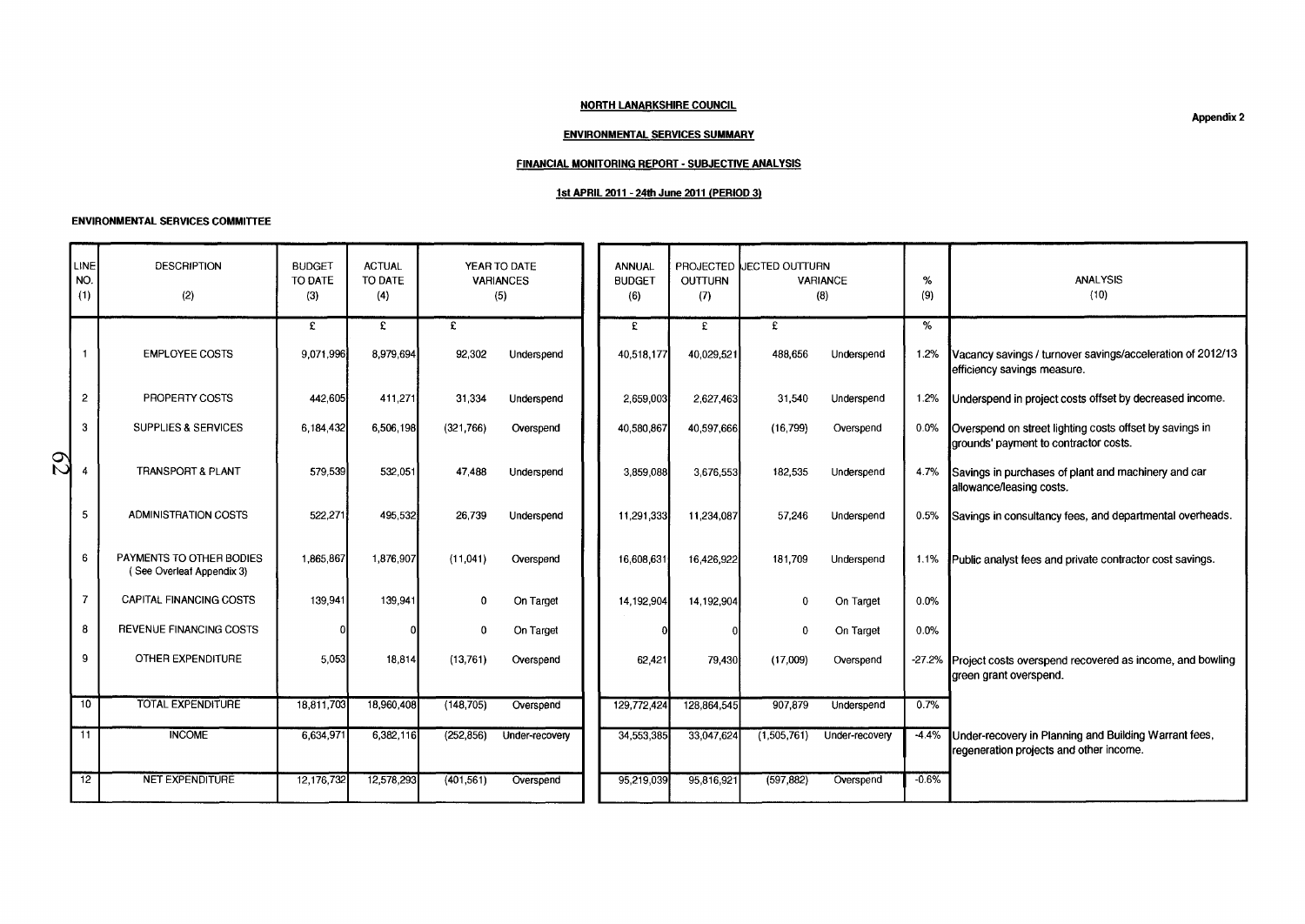**Appendix 2**

**NORTH LANARKSHIRE COUNCIL**

**ENVIRONMENTAL SERVICES SUMMARY**

**FINANCIAL MONITORING REPORT - SUBJECTIVE ANALYSIS**

**1st APRIL 2011 - 24th June 2011 (PERIOD 3)**

**ENVIRONMENTAL SERVICES COMMITTEE**

| LINE NO. (1) | DESCRIPTION (2) | BUDGET TO DATE (3) | ACTUAL TO DATE (4) | YEAR TO DATE VARIANCES (5) | | ANNUAL BUDGET (6) | PROJECTED OUTTURN (7) | PROJECTED OUTTURN VARIANCE (8) | | % (9) | ANALYSIS (10) |
|---|---|---|---|---|---|---|---|---|---|---|---|
| | | £ | £ | £ | | £ | £ | £ | | % | |
| 1 | EMPLOYEE COSTS | 9,071,996 | 8,979,694 | 92,302 | Underspend | 40,518,177 | 40,029,521 | 488,656 | Underspend | 1.2% | Vacancy savings / turnover savings/acceleration of 2012/13 efficiency savings measure. |
| 2 | PROPERTY COSTS | 442,605 | 411,271 | 31,334 | Underspend | 2,659,003 | 2,627,463 | 31,540 | Underspend | 1.2% | Underspend in project costs offset by decreased income. |
| 3 | SUPPLIES & SERVICES | 6,184,432 | 6,506,198 | (321,766) | Overspend | 40,580,867 | 40,597,666 | (16,799) | Overspend | 0.0% | Overspend on street lighting costs offset by savings in grounds' payment to contractor costs. |
| 4 | TRANSPORT & PLANT | 579,539 | 532,051 | 47,488 | Underspend | 3,859,088 | 3,676,553 | 182,535 | Underspend | 4.7% | Savings in purchases of plant and machinery and car allowance/leasing costs. |
| 5 | ADMINISTRATION COSTS | 522,271 | 495,532 | 26,739 | Underspend | 11,291,333 | 11,234,087 | 57,246 | Underspend | 0.5% | Savings in consultancy fees, and departmental overheads. |
| 6 | PAYMENTS TO OTHER BODIES ( See Overleaf Appendix 3) | 1,865,867 | 1,876,907 | (11,041) | Overspend | 16,608,631 | 16,426,922 | 181,709 | Underspend | 1.1% | Public analyst fees and private contractor cost savings. |
| 7 | CAPITAL FINANCING COSTS | 139,941 | 139,941 | 0 | On Target | 14,192,904 | 14,192,904 | 0 | On Target | 0.0% | |
| 8 | REVENUE FINANCING COSTS | 0 | 0 | 0 | On Target | 0 | 0 | 0 | On Target | 0.0% | |
| 9 | OTHER EXPENDITURE | 5,053 | 18,814 | (13,761) | Overspend | 62,421 | 79,430 | (17,009) | Overspend | -27.2% | Project costs overspend recovered as income, and bowling green grant overspend. |
| 10 | TOTAL EXPENDITURE | 18,811,703 | 18,960,408 | (148,705) | Overspend | 129,772,424 | 128,864,545 | 907,879 | Underspend | 0.7% | |
| 11 | INCOME | 6,634,971 | 6,382,116 | (252,856) | Under-recovery | 34,553,385 | 33,047,624 | (1,505,761) | Under-recovery | -4.4% | Under-recovery in Planning and Building Warrant fees, regeneration projects and other income. |
| 12 | NET EXPENDITURE | 12,176,732 | 12,578,293 | (401,561) | Overspend | 95,219,039 | 95,816,921 | (597,882) | Overspend | -0.6% | |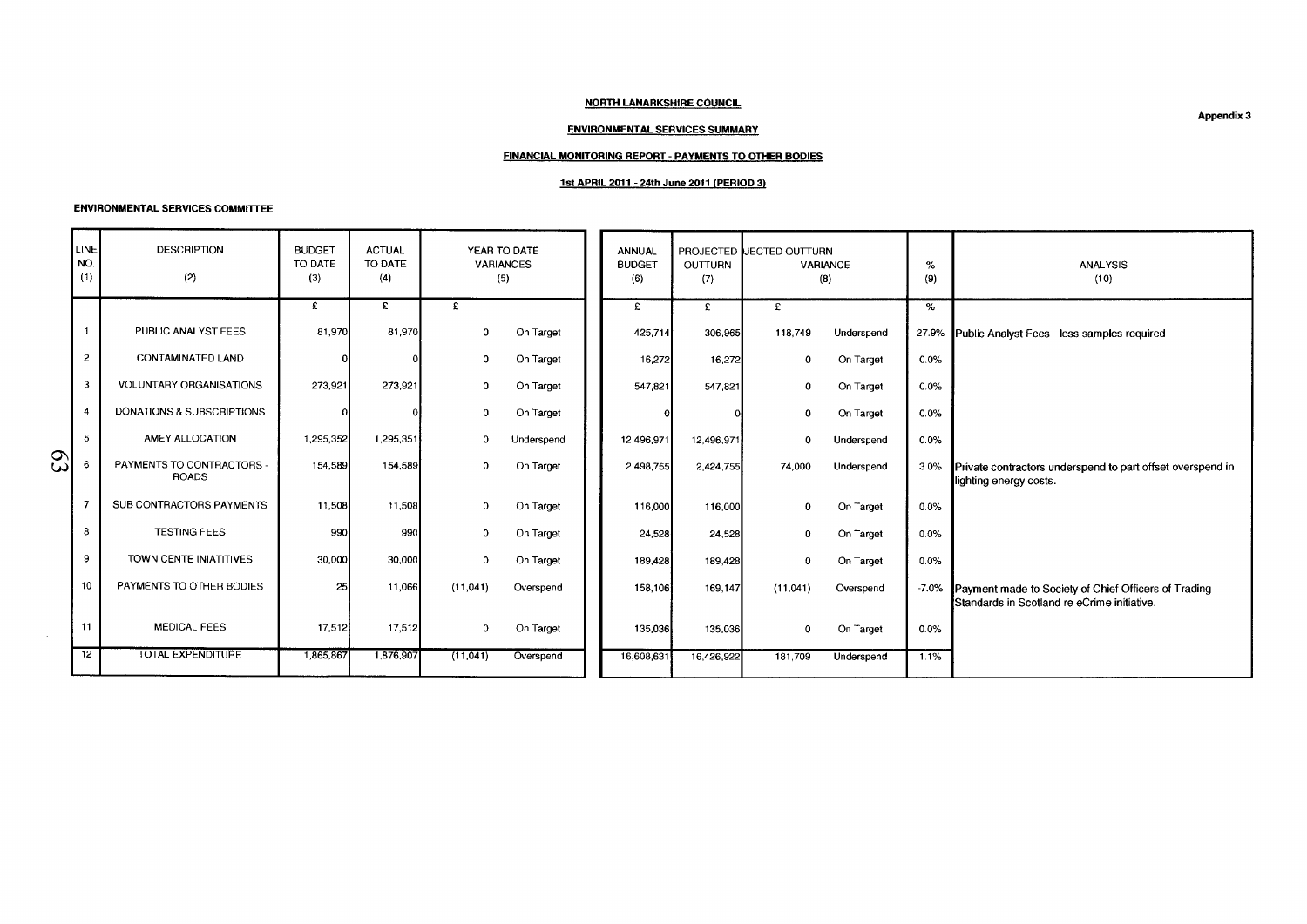**Appendix 3**

**NORTH LANARKSHIRE COUNCIL**

**ENVIRONMENTAL SERVICES SUMMARY**

**FINANCIAL MONITORING REPORT - PAYMENTS TO OTHER BODIES**

**1st APRIL 2011 - 24th June 2011 (PERIOD 3)**

**ENVIRONMENTAL SERVICES COMMITTEE**

| LINE NO. (1) | DESCRIPTION (2) | BUDGET TO DATE (3) | ACTUAL TO DATE (4) | YEAR TO DATE VARIANCES (5) | | ANNUAL BUDGET (6) | PROJECTED OUTTURN (7) | PROJECTED OUTTURN VARIANCE (8) | | % (9) | ANALYSIS (10) |
|---|---|---|---|---|---|---|---|---|---|---|---|
| | | £ | £ | £ | | £ | £ | £ | | % | |
| 1 | PUBLIC ANALYST FEES | 81,970 | 81,970 | 0 | On Target | 425,714 | 306,965 | 118,749 | Underspend | 27.9% | Public Analyst Fees - less samples required |
| 2 | CONTAMINATED LAND | 0 | 0 | 0 | On Target | 16,272 | 16,272 | 0 | On Target | 0.0% | |
| 3 | VOLUNTARY ORGANISATIONS | 273,921 | 273,921 | 0 | On Target | 547,821 | 547,821 | 0 | On Target | 0.0% | |
| 4 | DONATIONS & SUBSCRIPTIONS | 0 | 0 | 0 | On Target | 0 | 0 | 0 | On Target | 0.0% | |
| 5 | AMEY ALLOCATION | 1,295,352 | 1,295,351 | 0 | Underspend | 12,496,971 | 12,496,971 | 0 | Underspend | 0.0% | |
| 6 | PAYMENTS TO CONTRACTORS - ROADS | 154,589 | 154,589 | 0 | On Target | 2,498,755 | 2,424,755 | 74,000 | Underspend | 3.0% | Private contractors underspend to part offset overspend in lighting energy costs. |
| 7 | SUB CONTRACTORS PAYMENTS | 11,508 | 11,508 | 0 | On Target | 116,000 | 116,000 | 0 | On Target | 0.0% | |
| 8 | TESTING FEES | 990 | 990 | 0 | On Target | 24,528 | 24,528 | 0 | On Target | 0.0% | |
| 9 | TOWN CENTE INIATITIVES | 30,000 | 30,000 | 0 | On Target | 189,428 | 189,428 | 0 | On Target | 0.0% | |
| 10 | PAYMENTS TO OTHER BODIES | 25 | 11,066 | (11,041) | Overspend | 158,106 | 169,147 | (11,041) | Overspend | -7.0% | Payment made to Society of Chief Officers of Trading Standards in Scotland re eCrime initiative. |
| 11 | MEDICAL FEES | 17,512 | 17,512 | 0 | On Target | 135,036 | 135,036 | 0 | On Target | 0.0% | |
| 12 | TOTAL EXPENDITURE | 1,865,867 | 1,876,907 | (11,041) | Overspend | 16,608,631 | 16,426,922 | 181,709 | Underspend | 1.1% | |